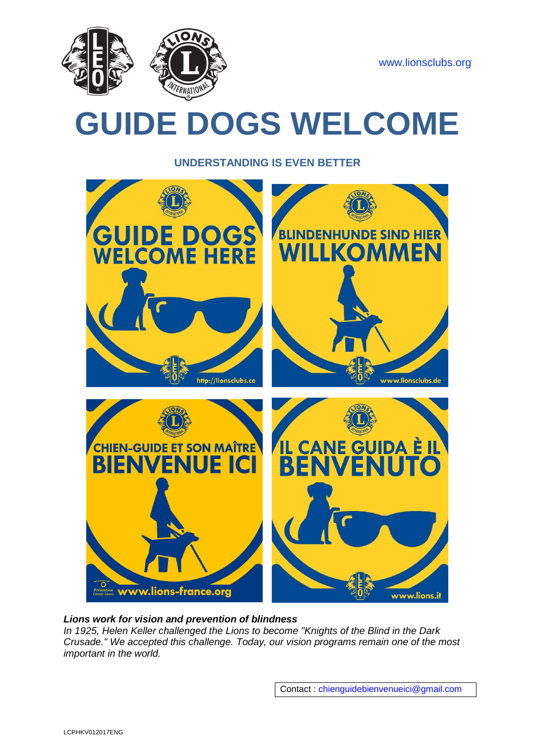www.lionsclubs.org

# GUIDE DOGS WELCOME

## UNDERSTANDING IS EVEN BETTER

GUIDE DOGS WELCOME HERE

http://lionsclubs.co

BLINDENHUNDE SIND HIER WILLKOMMEN

www.lionsclubs.de

CHIEN-GUIDE ET SON MAÎTRE BIENVENUE ICI

Prévention Cécité Lions www.lions-france.org

IL CANE GUIDA È IL BENVENUTO

www.lions.it

***Lions work for vision and prevention of blindness***

*In 1925, Helen Keller challenged the Lions to become "Knights of the Blind in the Dark Crusade." We accepted this challenge. Today, our vision programs remain one of the most important in the world.*

Contact : chienguidebienvenueici@gmail.com

LCPHKV012017ENG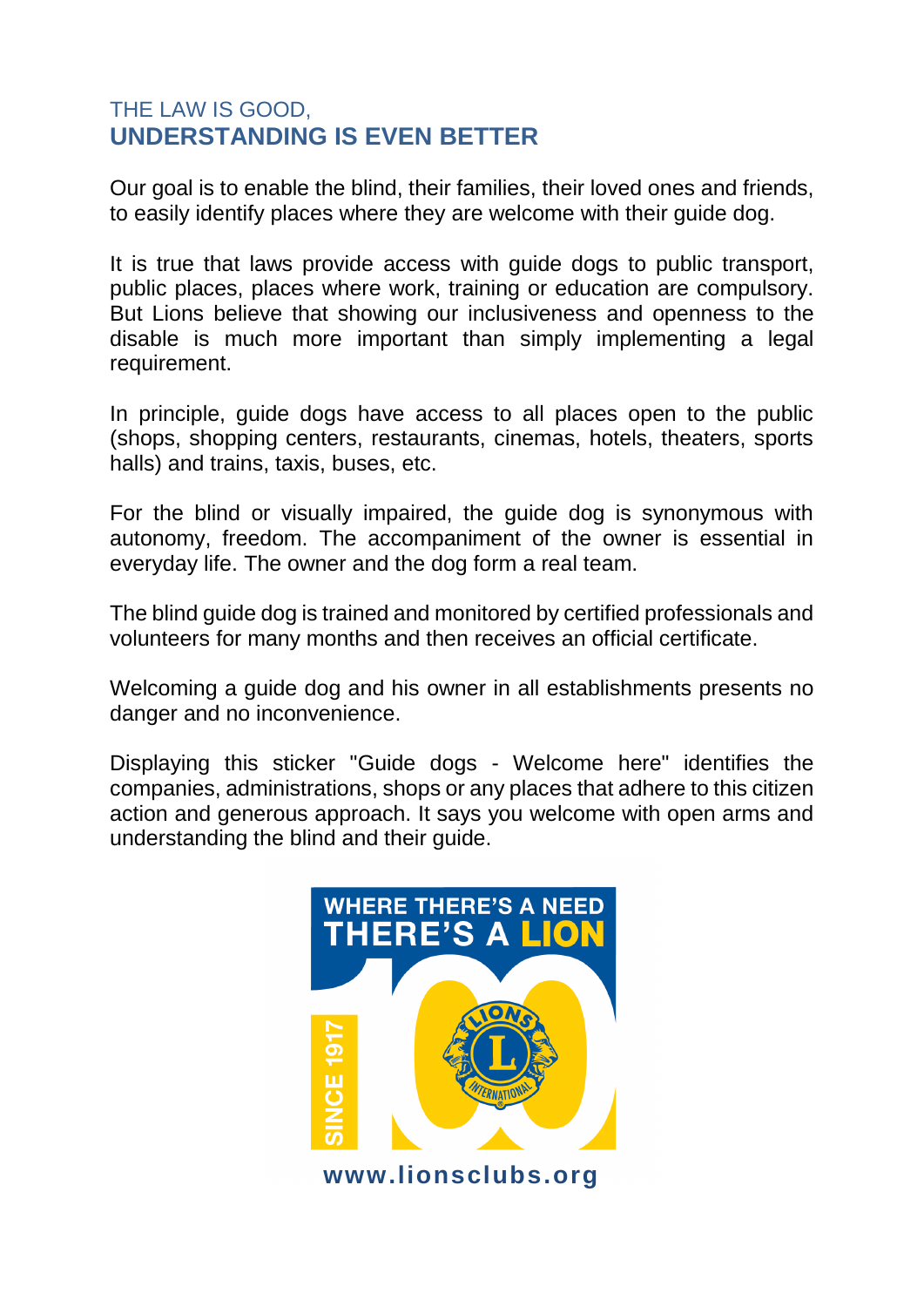## THE LAW IS GOOD,
## **UNDERSTANDING IS EVEN BETTER**

Our goal is to enable the blind, their families, their loved ones and friends, to easily identify places where they are welcome with their guide dog.

It is true that laws provide access with guide dogs to public transport, public places, places where work, training or education are compulsory. But Lions believe that showing our inclusiveness and openness to the disable is much more important than simply implementing a legal requirement.

In principle, guide dogs have access to all places open to the public (shops, shopping centers, restaurants, cinemas, hotels, theaters, sports halls) and trains, taxis, buses, etc.

For the blind or visually impaired, the guide dog is synonymous with autonomy, freedom. The accompaniment of the owner is essential in everyday life. The owner and the dog form a real team.

The blind guide dog is trained and monitored by certified professionals and volunteers for many months and then receives an official certificate.

Welcoming a guide dog and his owner in all establishments presents no danger and no inconvenience.

Displaying this sticker "Guide dogs - Welcome here" identifies the companies, administrations, shops or any places that adhere to this citizen action and generous approach. It says you welcome with open arms and understanding the blind and their guide.

WHERE THERE'S A NEED
THERE'S A LION

SINCE 1917

www.lionsclubs.org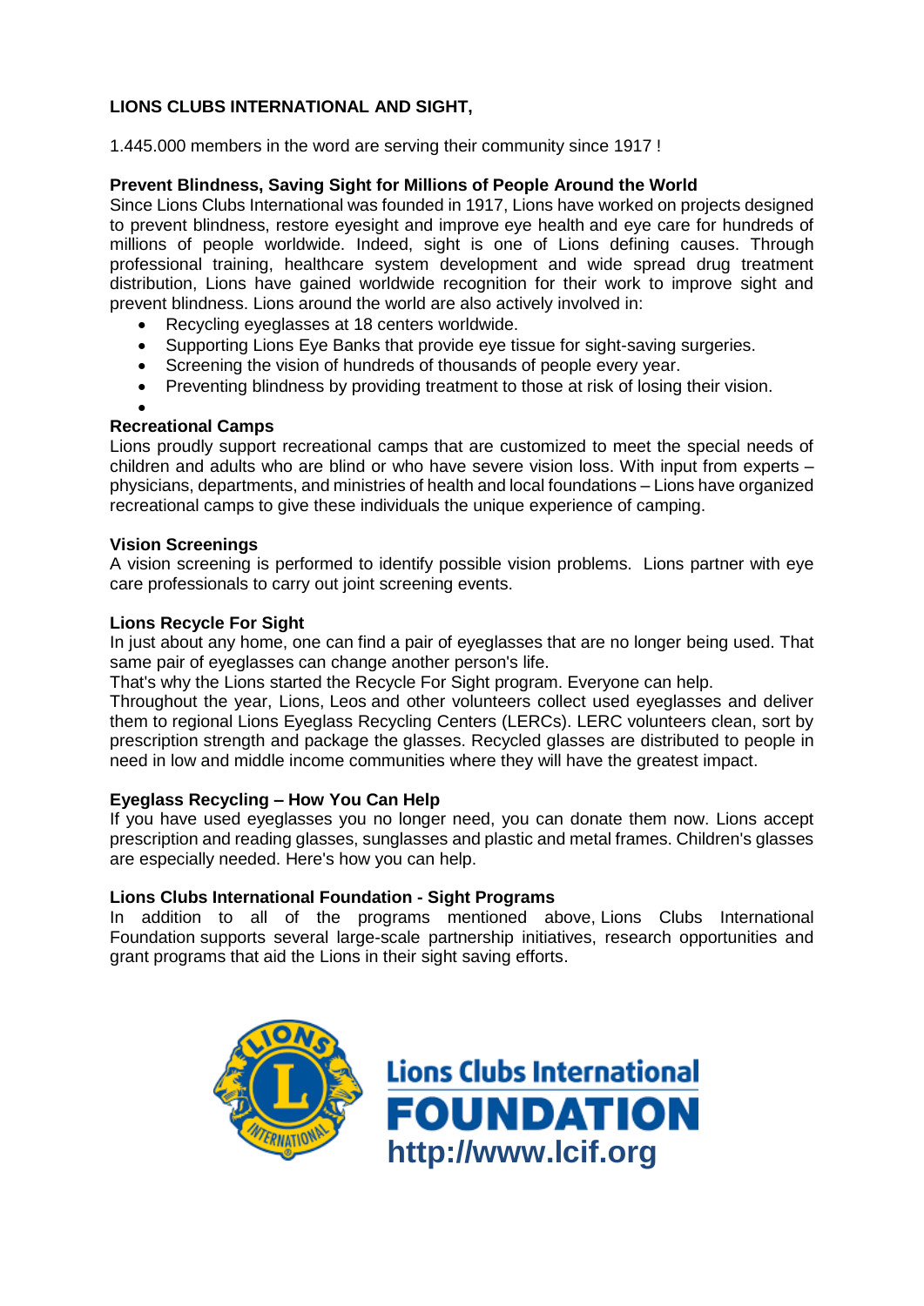**LIONS CLUBS INTERNATIONAL AND SIGHT,**

1.445.000 members in the word are serving their community since 1917 !

**Prevent Blindness, Saving Sight for Millions of People Around the World**

Since Lions Clubs International was founded in 1917, Lions have worked on projects designed to prevent blindness, restore eyesight and improve eye health and eye care for hundreds of millions of people worldwide. Indeed, sight is one of Lions defining causes. Through professional training, healthcare system development and wide spread drug treatment distribution, Lions have gained worldwide recognition for their work to improve sight and prevent blindness. Lions around the world are also actively involved in:

- Recycling eyeglasses at 18 centers worldwide.
- Supporting Lions Eye Banks that provide eye tissue for sight-saving surgeries.
- Screening the vision of hundreds of thousands of people every year.
- Preventing blindness by providing treatment to those at risk of losing their vision.

**Recreational Camps**

Lions proudly support recreational camps that are customized to meet the special needs of children and adults who are blind or who have severe vision loss. With input from experts – physicians, departments, and ministries of health and local foundations – Lions have organized recreational camps to give these individuals the unique experience of camping.

**Vision Screenings**

A vision screening is performed to identify possible vision problems. Lions partner with eye care professionals to carry out joint screening events.

**Lions Recycle For Sight**

In just about any home, one can find a pair of eyeglasses that are no longer being used. That same pair of eyeglasses can change another person's life.

That's why the Lions started the Recycle For Sight program. Everyone can help.

Throughout the year, Lions, Leos and other volunteers collect used eyeglasses and deliver them to regional Lions Eyeglass Recycling Centers (LERCs). LERC volunteers clean, sort by prescription strength and package the glasses. Recycled glasses are distributed to people in need in low and middle income communities where they will have the greatest impact.

**Eyeglass Recycling – How You Can Help**

If you have used eyeglasses you no longer need, you can donate them now. Lions accept prescription and reading glasses, sunglasses and plastic and metal frames. Children's glasses are especially needed. Here's how you can help.

**Lions Clubs International Foundation - Sight Programs**

In addition to all of the programs mentioned above, Lions Clubs International Foundation supports several large-scale partnership initiatives, research opportunities and grant programs that aid the Lions in their sight saving efforts.

Lions Clubs International
FOUNDATION
http://www.lcif.org